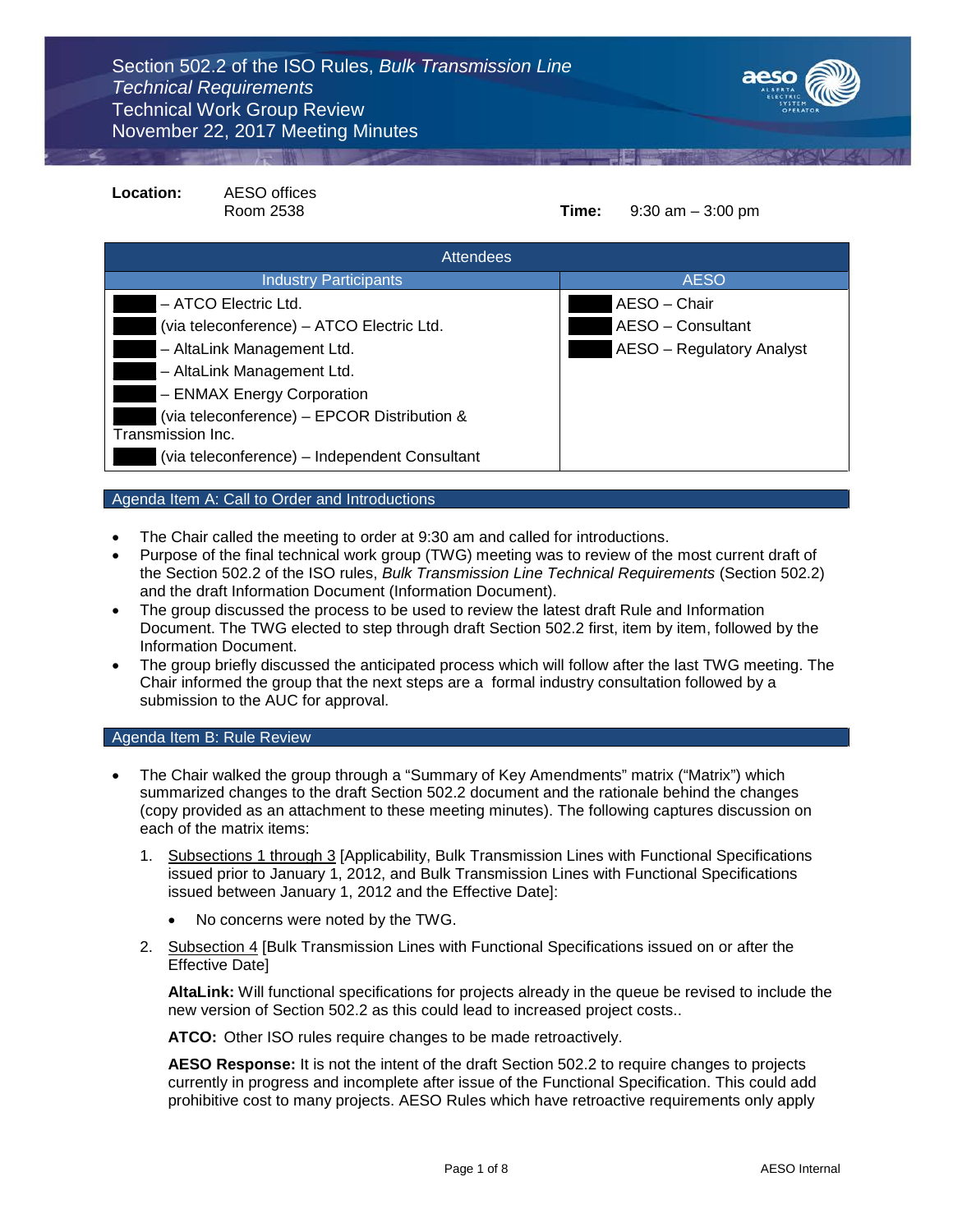# Section 502.2 of the ISO Rules, *Bulk Transmission Line Technical Requirements*
# Technical Work Group Review
# November 22, 2017 Meeting Minutes

**Location:** AESO offices
Room 2538

**Time:** 9:30 am – 3:00 pm

| Attendees | |
|---|---|
| **Industry Participants** | **AESO** |
| – ATCO Electric Ltd. | AESO – Chair |
| (via teleconference) – ATCO Electric Ltd. | AESO – Consultant |
| – AltaLink Management Ltd. | AESO – Regulatory Analyst |
| – AltaLink Management Ltd. | |
| – ENMAX Energy Corporation | |
| (via teleconference) – EPCOR Distribution & Transmission Inc. | |
| (via teleconference) – Independent Consultant | |

## Agenda Item A: Call to Order and Introductions

- The Chair called the meeting to order at 9:30 am and called for introductions.
- Purpose of the final technical work group (TWG) meeting was to review of the most current draft of the Section 502.2 of the ISO rules, *Bulk Transmission Line Technical Requirements* (Section 502.2) and the draft Information Document (Information Document).
- The group discussed the process to be used to review the latest draft Rule and Information Document. The TWG elected to step through draft Section 502.2 first, item by item, followed by the Information Document.
- The group briefly discussed the anticipated process which will follow after the last TWG meeting. The Chair informed the group that the next steps are a formal industry consultation followed by a submission to the AUC for approval.

## Agenda Item B: Rule Review

- The Chair walked the group through a "Summary of Key Amendments" matrix ("Matrix") which summarized changes to the draft Section 502.2 document and the rationale behind the changes (copy provided as an attachment to these meeting minutes). The following captures discussion on each of the matrix items:

  1. Subsections 1 through 3 [Applicability, Bulk Transmission Lines with Functional Specifications issued prior to January 1, 2012, and Bulk Transmission Lines with Functional Specifications issued between January 1, 2012 and the Effective Date]:

     - No concerns were noted by the TWG.

  2. Subsection 4 [Bulk Transmission Lines with Functional Specifications issued on or after the Effective Date]

     **AltaLink:** Will functional specifications for projects already in the queue be revised to include the new version of Section 502.2 as this could lead to increased project costs..

     **ATCO:** Other ISO rules require changes to be made retroactively.

     **AESO Response:** It is not the intent of the draft Section 502.2 to require changes to projects currently in progress and incomplete after issue of the Functional Specification. This could add prohibitive cost to many projects. AESO Rules which have retroactive requirements only apply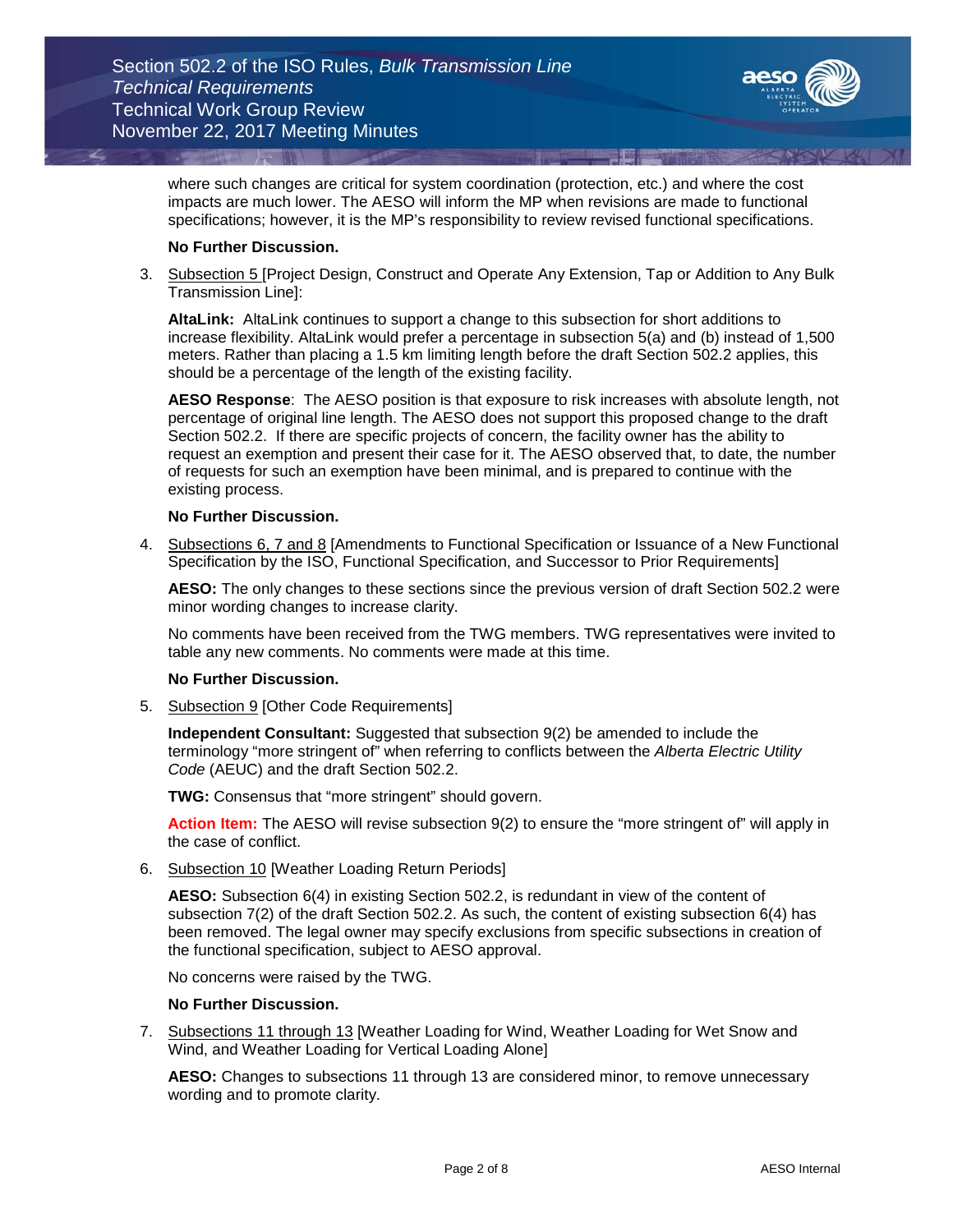where such changes are critical for system coordination (protection, etc.) and where the cost impacts are much lower. The AESO will inform the MP when revisions are made to functional specifications; however, it is the MP's responsibility to review revised functional specifications.

**No Further Discussion.**

3. Subsection 5 [Project Design, Construct and Operate Any Extension, Tap or Addition to Any Bulk Transmission Line]:

   **AltaLink:** AltaLink continues to support a change to this subsection for short additions to increase flexibility. AltaLink would prefer a percentage in subsection 5(a) and (b) instead of 1,500 meters. Rather than placing a 1.5 km limiting length before the draft Section 502.2 applies, this should be a percentage of the length of the existing facility.

   **AESO Response**: The AESO position is that exposure to risk increases with absolute length, not percentage of original line length. The AESO does not support this proposed change to the draft Section 502.2. If there are specific projects of concern, the facility owner has the ability to request an exemption and present their case for it. The AESO observed that, to date, the number of requests for such an exemption have been minimal, and is prepared to continue with the existing process.

   **No Further Discussion.**

4. Subsections 6, 7 and 8 [Amendments to Functional Specification or Issuance of a New Functional Specification by the ISO, Functional Specification, and Successor to Prior Requirements]

   **AESO:** The only changes to these sections since the previous version of draft Section 502.2 were minor wording changes to increase clarity.

   No comments have been received from the TWG members. TWG representatives were invited to table any new comments. No comments were made at this time.

   **No Further Discussion.**

5. Subsection 9 [Other Code Requirements]

   **Independent Consultant:** Suggested that subsection 9(2) be amended to include the terminology "more stringent of" when referring to conflicts between the *Alberta Electric Utility Code* (AEUC) and the draft Section 502.2.

   **TWG:** Consensus that "more stringent" should govern.

   **Action Item:** The AESO will revise subsection 9(2) to ensure the "more stringent of" will apply in the case of conflict.

6. Subsection 10 [Weather Loading Return Periods]

   **AESO:** Subsection 6(4) in existing Section 502.2, is redundant in view of the content of subsection 7(2) of the draft Section 502.2. As such, the content of existing subsection 6(4) has been removed. The legal owner may specify exclusions from specific subsections in creation of the functional specification, subject to AESO approval.

   No concerns were raised by the TWG.

   **No Further Discussion.**

7. Subsections 11 through 13 [Weather Loading for Wind, Weather Loading for Wet Snow and Wind, and Weather Loading for Vertical Loading Alone]

   **AESO:** Changes to subsections 11 through 13 are considered minor, to remove unnecessary wording and to promote clarity.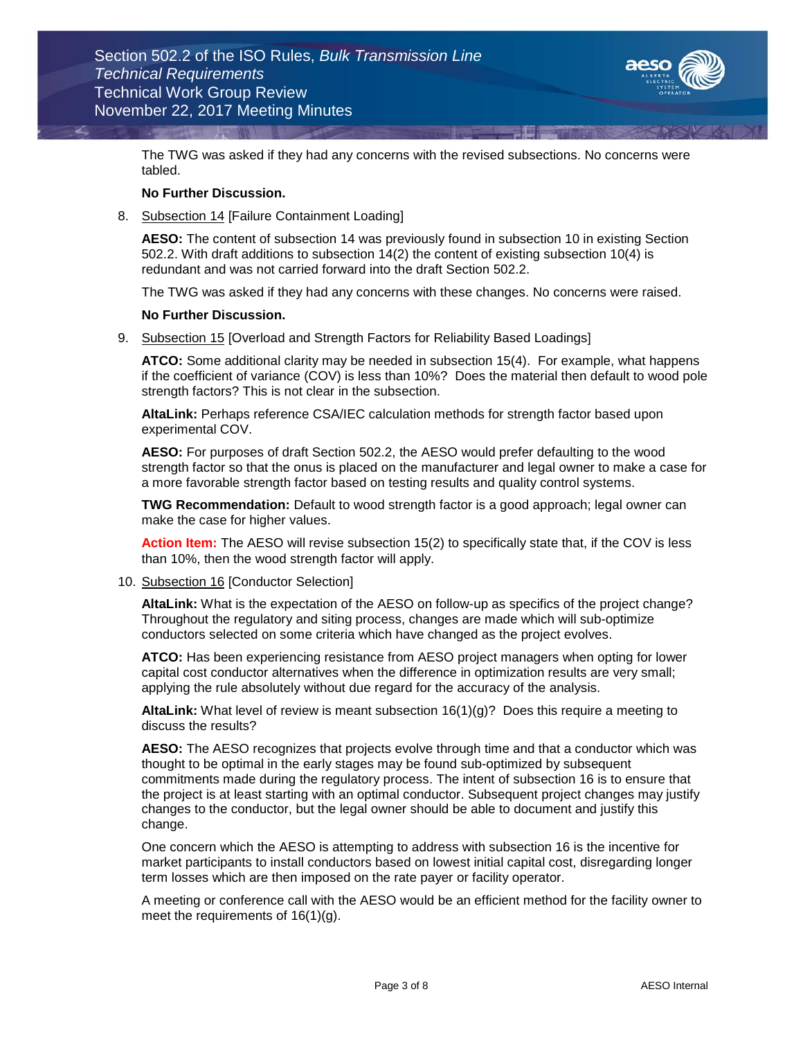The TWG was asked if they had any concerns with the revised subsections. No concerns were tabled.

**No Further Discussion.**

8. Subsection 14 [Failure Containment Loading]

   **AESO:** The content of subsection 14 was previously found in subsection 10 in existing Section 502.2. With draft additions to subsection 14(2) the content of existing subsection 10(4) is redundant and was not carried forward into the draft Section 502.2.

   The TWG was asked if they had any concerns with these changes. No concerns were raised.

   **No Further Discussion.**

9. Subsection 15 [Overload and Strength Factors for Reliability Based Loadings]

   **ATCO:** Some additional clarity may be needed in subsection 15(4). For example, what happens if the coefficient of variance (COV) is less than 10%? Does the material then default to wood pole strength factors? This is not clear in the subsection.

   **AltaLink:** Perhaps reference CSA/IEC calculation methods for strength factor based upon experimental COV.

   **AESO:** For purposes of draft Section 502.2, the AESO would prefer defaulting to the wood strength factor so that the onus is placed on the manufacturer and legal owner to make a case for a more favorable strength factor based on testing results and quality control systems.

   **TWG Recommendation:** Default to wood strength factor is a good approach; legal owner can make the case for higher values.

   **Action Item:** The AESO will revise subsection 15(2) to specifically state that, if the COV is less than 10%, then the wood strength factor will apply.

10. Subsection 16 [Conductor Selection]

    **AltaLink:** What is the expectation of the AESO on follow-up as specifics of the project change? Throughout the regulatory and siting process, changes are made which will sub-optimize conductors selected on some criteria which have changed as the project evolves.

    **ATCO:** Has been experiencing resistance from AESO project managers when opting for lower capital cost conductor alternatives when the difference in optimization results are very small; applying the rule absolutely without due regard for the accuracy of the analysis.

    **AltaLink:** What level of review is meant subsection 16(1)(g)? Does this require a meeting to discuss the results?

    **AESO:** The AESO recognizes that projects evolve through time and that a conductor which was thought to be optimal in the early stages may be found sub-optimized by subsequent commitments made during the regulatory process. The intent of subsection 16 is to ensure that the project is at least starting with an optimal conductor. Subsequent project changes may justify changes to the conductor, but the legal owner should be able to document and justify this change.

    One concern which the AESO is attempting to address with subsection 16 is the incentive for market participants to install conductors based on lowest initial capital cost, disregarding longer term losses which are then imposed on the rate payer or facility operator.

    A meeting or conference call with the AESO would be an efficient method for the facility owner to meet the requirements of 16(1)(g).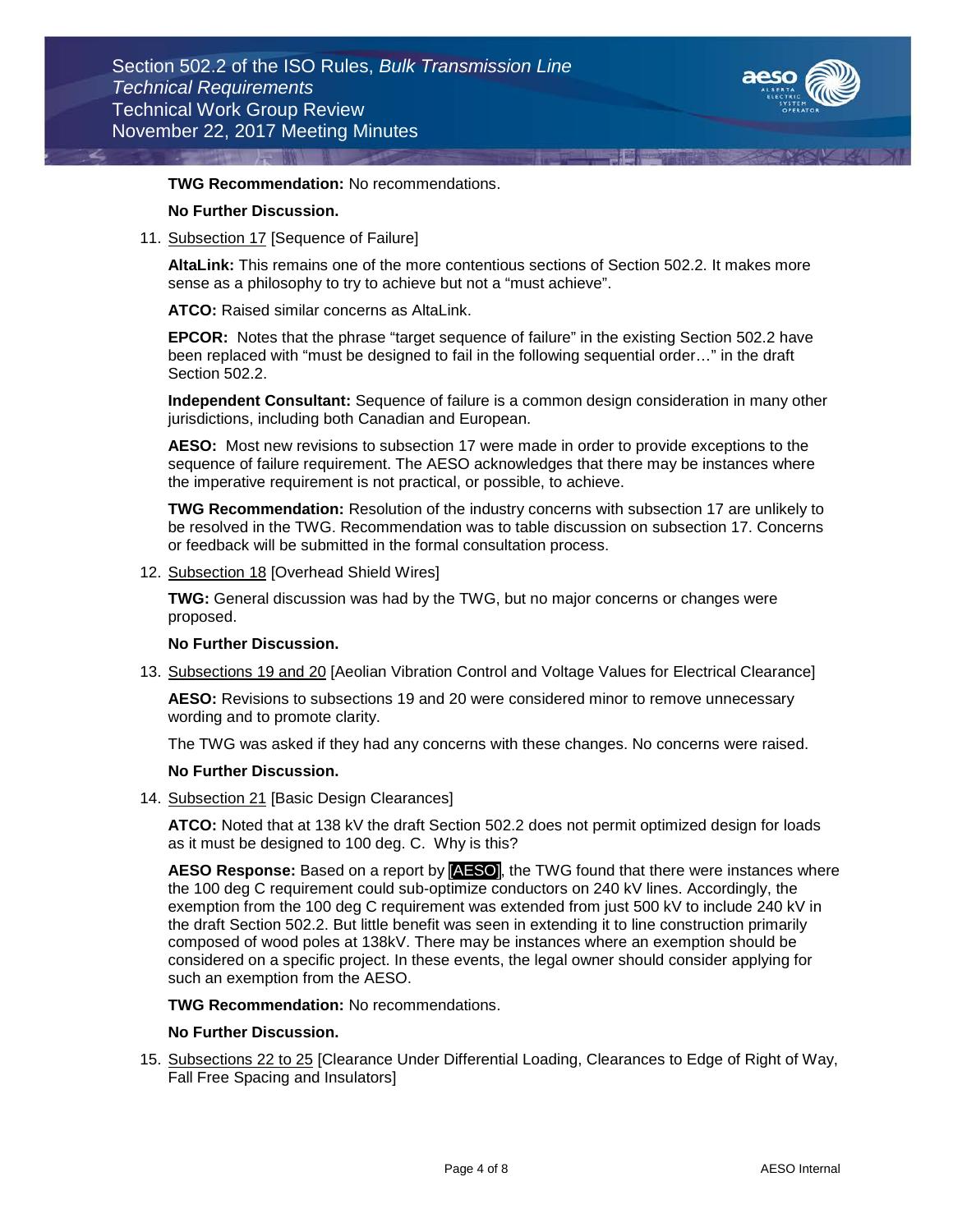**TWG Recommendation:** No recommendations.

**No Further Discussion.**

11. Subsection 17 [Sequence of Failure]

    **AltaLink:** This remains one of the more contentious sections of Section 502.2. It makes more sense as a philosophy to try to achieve but not a "must achieve".

    **ATCO:** Raised similar concerns as AltaLink.

    **EPCOR:** Notes that the phrase "target sequence of failure" in the existing Section 502.2 have been replaced with "must be designed to fail in the following sequential order…" in the draft Section 502.2.

    **Independent Consultant:** Sequence of failure is a common design consideration in many other jurisdictions, including both Canadian and European.

    **AESO:** Most new revisions to subsection 17 were made in order to provide exceptions to the sequence of failure requirement. The AESO acknowledges that there may be instances where the imperative requirement is not practical, or possible, to achieve.

    **TWG Recommendation:** Resolution of the industry concerns with subsection 17 are unlikely to be resolved in the TWG. Recommendation was to table discussion on subsection 17. Concerns or feedback will be submitted in the formal consultation process.

12. Subsection 18 [Overhead Shield Wires]

    **TWG:** General discussion was had by the TWG, but no major concerns or changes were proposed.

    **No Further Discussion.**

13. Subsections 19 and 20 [Aeolian Vibration Control and Voltage Values for Electrical Clearance]

    **AESO:** Revisions to subsections 19 and 20 were considered minor to remove unnecessary wording and to promote clarity.

    The TWG was asked if they had any concerns with these changes. No concerns were raised.

    **No Further Discussion.**

14. Subsection 21 [Basic Design Clearances]

    **ATCO:** Noted that at 138 kV the draft Section 502.2 does not permit optimized design for loads as it must be designed to 100 deg. C. Why is this?

    **AESO Response:** Based on a report by [AESO], the TWG found that there were instances where the 100 deg C requirement could sub-optimize conductors on 240 kV lines. Accordingly, the exemption from the 100 deg C requirement was extended from just 500 kV to include 240 kV in the draft Section 502.2. But little benefit was seen in extending it to line construction primarily composed of wood poles at 138kV. There may be instances where an exemption should be considered on a specific project. In these events, the legal owner should consider applying for such an exemption from the AESO.

    **TWG Recommendation:** No recommendations.

    **No Further Discussion.**

15. Subsections 22 to 25 [Clearance Under Differential Loading, Clearances to Edge of Right of Way, Fall Free Spacing and Insulators]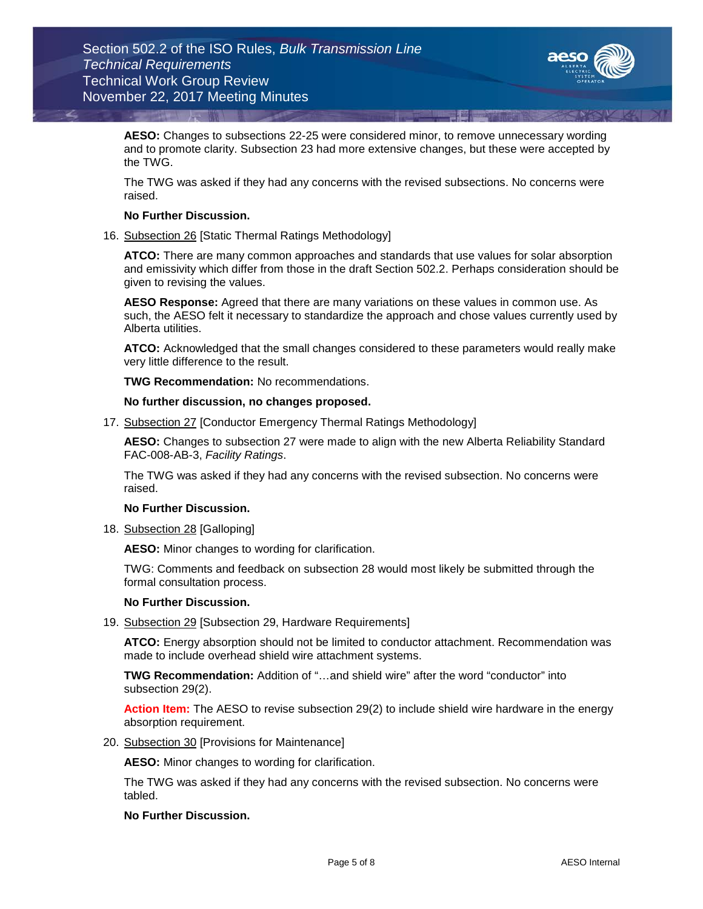**AESO:** Changes to subsections 22-25 were considered minor, to remove unnecessary wording and to promote clarity. Subsection 23 had more extensive changes, but these were accepted by the TWG.

The TWG was asked if they had any concerns with the revised subsections. No concerns were raised.

**No Further Discussion.**

16. Subsection 26 [Static Thermal Ratings Methodology]

    **ATCO:** There are many common approaches and standards that use values for solar absorption and emissivity which differ from those in the draft Section 502.2. Perhaps consideration should be given to revising the values.

    **AESO Response:** Agreed that there are many variations on these values in common use. As such, the AESO felt it necessary to standardize the approach and chose values currently used by Alberta utilities.

    **ATCO:** Acknowledged that the small changes considered to these parameters would really make very little difference to the result.

    **TWG Recommendation:** No recommendations.

    **No further discussion, no changes proposed.**

17. Subsection 27 [Conductor Emergency Thermal Ratings Methodology]

    **AESO:** Changes to subsection 27 were made to align with the new Alberta Reliability Standard FAC-008-AB-3, *Facility Ratings*.

    The TWG was asked if they had any concerns with the revised subsection. No concerns were raised.

    **No Further Discussion.**

18. Subsection 28 [Galloping]

    **AESO:** Minor changes to wording for clarification.

    TWG: Comments and feedback on subsection 28 would most likely be submitted through the formal consultation process.

    **No Further Discussion.**

19. Subsection 29 [Subsection 29, Hardware Requirements]

    **ATCO:** Energy absorption should not be limited to conductor attachment. Recommendation was made to include overhead shield wire attachment systems.

    **TWG Recommendation:** Addition of "…and shield wire" after the word "conductor" into subsection 29(2).

    **Action Item:** The AESO to revise subsection 29(2) to include shield wire hardware in the energy absorption requirement.

20. Subsection 30 [Provisions for Maintenance]

    **AESO:** Minor changes to wording for clarification.

    The TWG was asked if they had any concerns with the revised subsection. No concerns were tabled.

    **No Further Discussion.**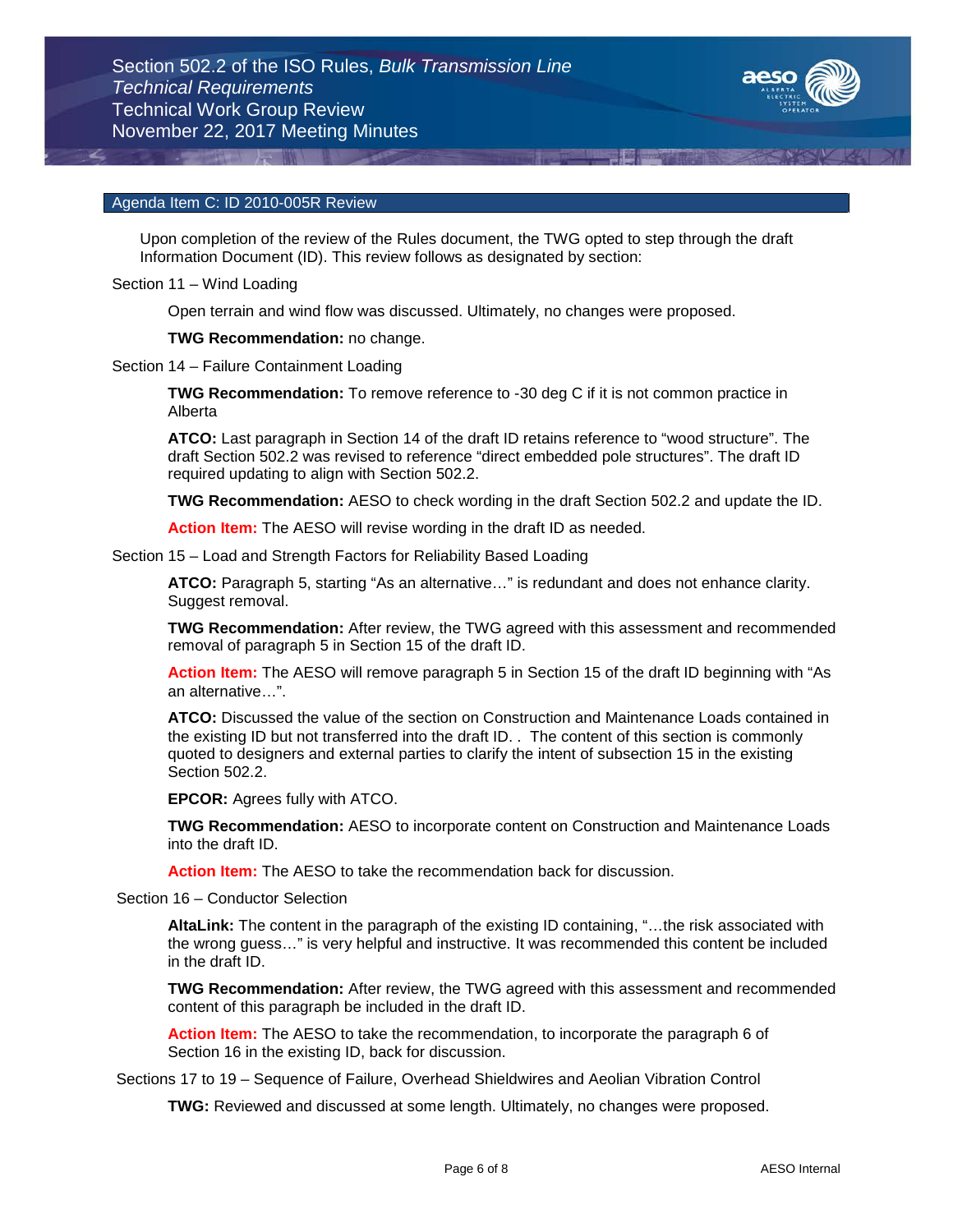## Agenda Item C: ID 2010-005R Review

Upon completion of the review of the Rules document, the TWG opted to step through the draft Information Document (ID). This review follows as designated by section:

Section 11 – Wind Loading

Open terrain and wind flow was discussed. Ultimately, no changes were proposed.

**TWG Recommendation:** no change.

Section 14 – Failure Containment Loading

**TWG Recommendation:** To remove reference to -30 deg C if it is not common practice in Alberta

**ATCO:** Last paragraph in Section 14 of the draft ID retains reference to "wood structure". The draft Section 502.2 was revised to reference "direct embedded pole structures". The draft ID required updating to align with Section 502.2.

**TWG Recommendation:** AESO to check wording in the draft Section 502.2 and update the ID.

**Action Item:** The AESO will revise wording in the draft ID as needed.

Section 15 – Load and Strength Factors for Reliability Based Loading

**ATCO:** Paragraph 5, starting "As an alternative…" is redundant and does not enhance clarity. Suggest removal.

**TWG Recommendation:** After review, the TWG agreed with this assessment and recommended removal of paragraph 5 in Section 15 of the draft ID.

**Action Item:** The AESO will remove paragraph 5 in Section 15 of the draft ID beginning with "As an alternative…".

**ATCO:** Discussed the value of the section on Construction and Maintenance Loads contained in the existing ID but not transferred into the draft ID. . The content of this section is commonly quoted to designers and external parties to clarify the intent of subsection 15 in the existing Section 502.2.

**EPCOR:** Agrees fully with ATCO.

**TWG Recommendation:** AESO to incorporate content on Construction and Maintenance Loads into the draft ID.

**Action Item:** The AESO to take the recommendation back for discussion.

Section 16 – Conductor Selection

**AltaLink:** The content in the paragraph of the existing ID containing, "…the risk associated with the wrong guess…" is very helpful and instructive. It was recommended this content be included in the draft ID.

**TWG Recommendation:** After review, the TWG agreed with this assessment and recommended content of this paragraph be included in the draft ID.

**Action Item:** The AESO to take the recommendation, to incorporate the paragraph 6 of Section 16 in the existing ID, back for discussion.

Sections 17 to 19 – Sequence of Failure, Overhead Shieldwires and Aeolian Vibration Control

**TWG:** Reviewed and discussed at some length. Ultimately, no changes were proposed.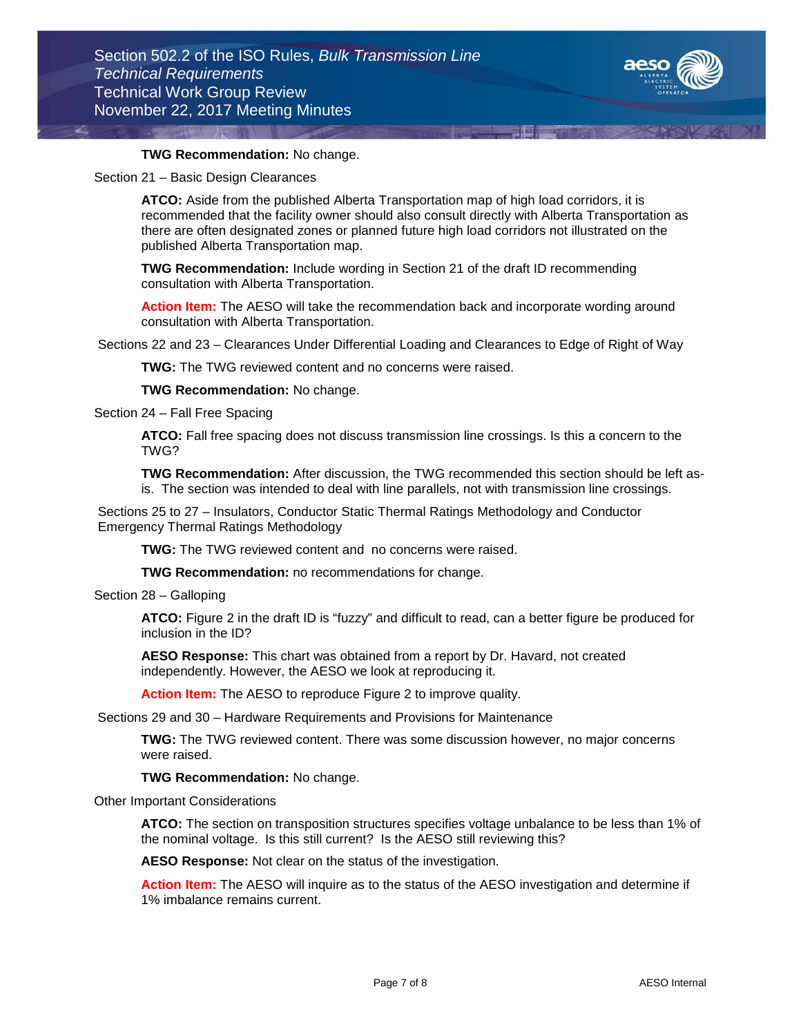**TWG Recommendation:** No change.

Section 21 – Basic Design Clearances

**ATCO:** Aside from the published Alberta Transportation map of high load corridors, it is recommended that the facility owner should also consult directly with Alberta Transportation as there are often designated zones or planned future high load corridors not illustrated on the published Alberta Transportation map.

**TWG Recommendation:** Include wording in Section 21 of the draft ID recommending consultation with Alberta Transportation.

**Action Item:** The AESO will take the recommendation back and incorporate wording around consultation with Alberta Transportation.

Sections 22 and 23 – Clearances Under Differential Loading and Clearances to Edge of Right of Way

**TWG:** The TWG reviewed content and no concerns were raised.

**TWG Recommendation:** No change.

Section 24 – Fall Free Spacing

**ATCO:** Fall free spacing does not discuss transmission line crossings. Is this a concern to the TWG?

**TWG Recommendation:** After discussion, the TWG recommended this section should be left as-is. The section was intended to deal with line parallels, not with transmission line crossings.

Sections 25 to 27 – Insulators, Conductor Static Thermal Ratings Methodology and Conductor Emergency Thermal Ratings Methodology

**TWG:** The TWG reviewed content and no concerns were raised.

**TWG Recommendation:** no recommendations for change.

Section 28 – Galloping

**ATCO:** Figure 2 in the draft ID is "fuzzy" and difficult to read, can a better figure be produced for inclusion in the ID?

**AESO Response:** This chart was obtained from a report by Dr. Havard, not created independently. However, the AESO we look at reproducing it.

**Action Item:** The AESO to reproduce Figure 2 to improve quality.

Sections 29 and 30 – Hardware Requirements and Provisions for Maintenance

**TWG:** The TWG reviewed content. There was some discussion however, no major concerns were raised.

**TWG Recommendation:** No change.

Other Important Considerations

**ATCO:** The section on transposition structures specifies voltage unbalance to be less than 1% of the nominal voltage. Is this still current? Is the AESO still reviewing this?

**AESO Response:** Not clear on the status of the investigation.

**Action Item:** The AESO will inquire as to the status of the AESO investigation and determine if 1% imbalance remains current.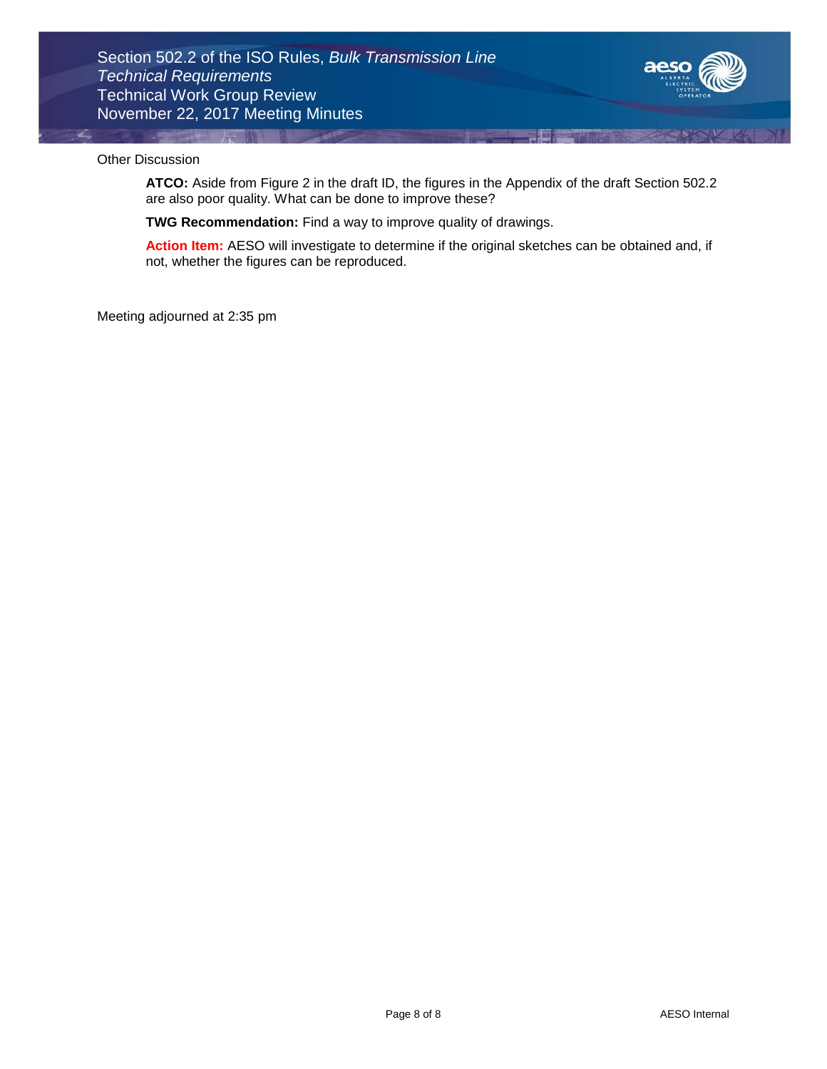Other Discussion

**ATCO:** Aside from Figure 2 in the draft ID, the figures in the Appendix of the draft Section 502.2 are also poor quality. What can be done to improve these?

**TWG Recommendation:** Find a way to improve quality of drawings.

**Action Item:** AESO will investigate to determine if the original sketches can be obtained and, if not, whether the figures can be reproduced.

Meeting adjourned at 2:35 pm